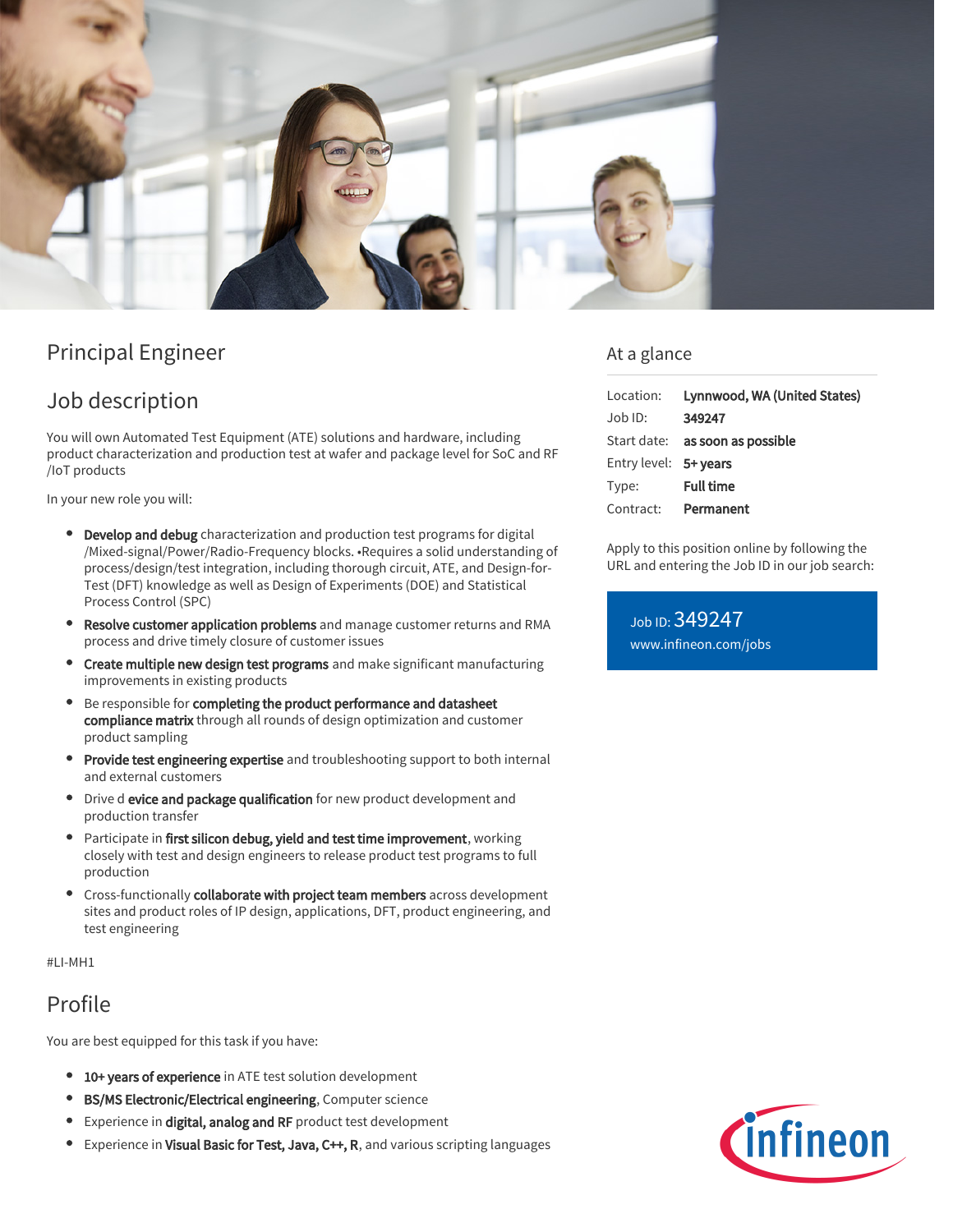# Principal Engineer

## Job description

You will own Automated Test Equipment (ATE) solutions and hardware, including product characterization and production test at wafer and package level for SoC and RF /IoT products

In your new role you will:

- **Develop and debug** characterization and production test programs for digital /Mixed-signal/Power/Radio-Frequency blocks. •Requires a solid understanding of process/design/test integration, including thorough circuit, ATE, and Design-for-Test (DFT) knowledge as well as Design of Experiments (DOE) and Statistical Process Control (SPC)
- **Resolve customer application problems** and manage customer returns and RMA process and drive timely closure of customer issues
- **Create multiple new design test programs** and make significant manufacturing improvements in existing products
- Be responsible for **completing the product performance and datasheet compliance matrix** through all rounds of design optimization and customer product sampling
- **Provide test engineering expertise** and troubleshooting support to both internal and external customers
- Drive d **evice and package qualification** for new product development and production transfer
- Participate in **first silicon debug, yield and test time improvement**, working closely with test and design engineers to release product test programs to full production
- Cross-functionally **collaborate with project team members** across development sites and product roles of IP design, applications, DFT, product engineering, and test engineering

#LI-MH1

## Profile

You are best equipped for this task if you have:

- **10+ years of experience** in ATE test solution development
- **BS/MS Electronic/Electrical engineering**, Computer science
- Experience in **digital, analog and RF** product test development
- Experience in **Visual Basic for Test, Java, C++, R**, and various scripting languages

## At a glance

| | |
|---|---|
| Location: | **Lynnwood, WA (United States)** |
| Job ID: | **349247** |
| Start date: | **as soon as possible** |
| Entry level: | **5+ years** |
| Type: | **Full time** |
| Contract: | **Permanent** |

Apply to this position online by following the URL and entering the Job ID in our job search:

Job ID: 349247
www.infineon.com/jobs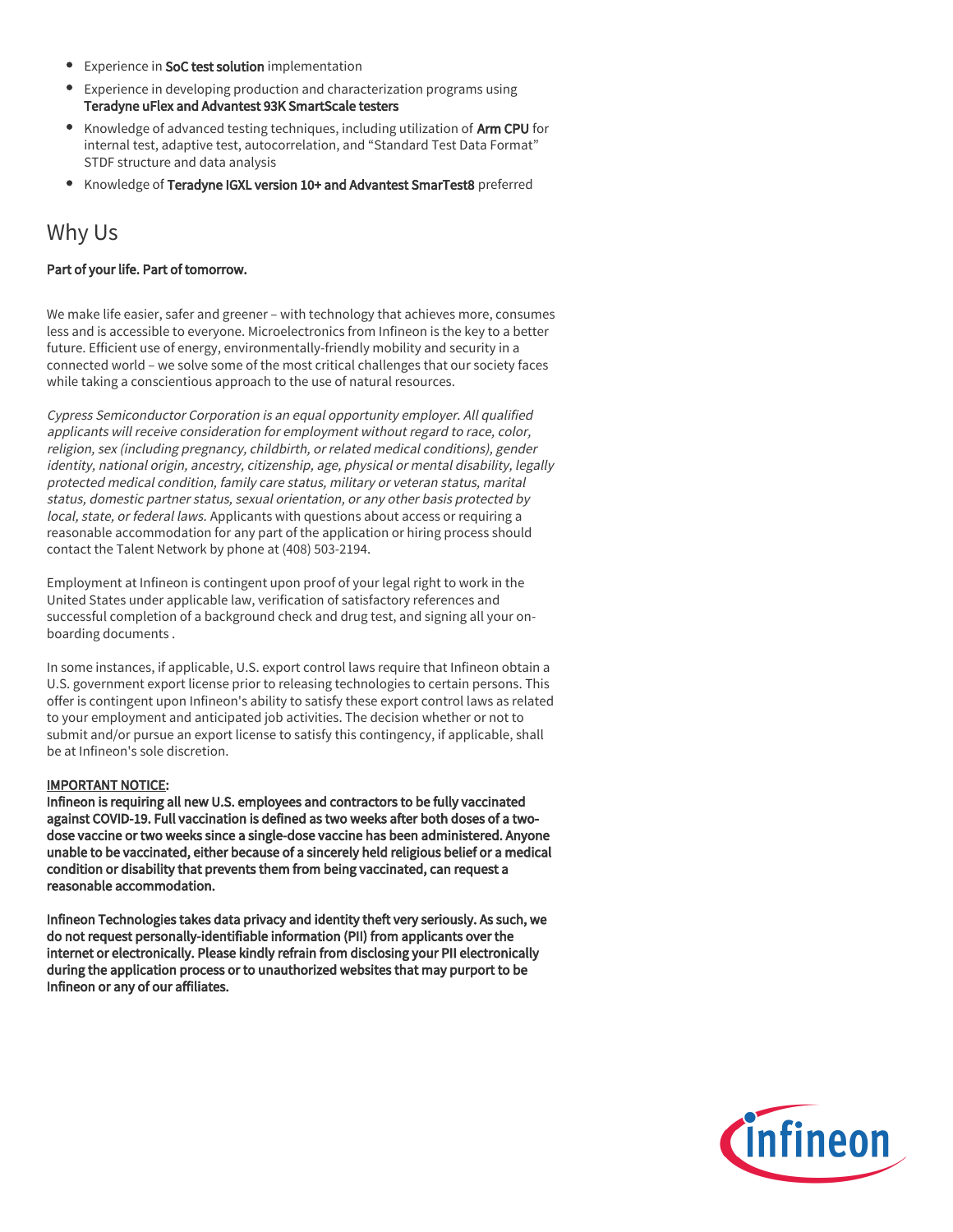- Experience in **SoC test solution** implementation
- Experience in developing production and characterization programs using **Teradyne uFlex and Advantest 93K SmartScale testers**
- Knowledge of advanced testing techniques, including utilization of **Arm CPU** for internal test, adaptive test, autocorrelation, and "Standard Test Data Format" STDF structure and data analysis
- Knowledge of **Teradyne IGXL version 10+ and Advantest SmarTest8** preferred

## Why Us

**Part of your life. Part of tomorrow.**

We make life easier, safer and greener – with technology that achieves more, consumes less and is accessible to everyone. Microelectronics from Infineon is the key to a better future. Efficient use of energy, environmentally-friendly mobility and security in a connected world – we solve some of the most critical challenges that our society faces while taking a conscientious approach to the use of natural resources.

*Cypress Semiconductor Corporation is an equal opportunity employer. All qualified applicants will receive consideration for employment without regard to race, color, religion, sex (including pregnancy, childbirth, or related medical conditions), gender identity, national origin, ancestry, citizenship, age, physical or mental disability, legally protected medical condition, family care status, military or veteran status, marital status, domestic partner status, sexual orientation, or any other basis protected by local, state, or federal laws.* Applicants with questions about access or requiring a reasonable accommodation for any part of the application or hiring process should contact the Talent Network by phone at (408) 503-2194.

Employment at Infineon is contingent upon proof of your legal right to work in the United States under applicable law, verification of satisfactory references and successful completion of a background check and drug test, and signing all your on-boarding documents .

In some instances, if applicable, U.S. export control laws require that Infineon obtain a U.S. government export license prior to releasing technologies to certain persons. This offer is contingent upon Infineon's ability to satisfy these export control laws as related to your employment and anticipated job activities. The decision whether or not to submit and/or pursue an export license to satisfy this contingency, if applicable, shall be at Infineon's sole discretion.

**IMPORTANT NOTICE:**
**Infineon is requiring all new U.S. employees and contractors to be fully vaccinated against COVID-19. Full vaccination is defined as two weeks after both doses of a two-dose vaccine or two weeks since a single-dose vaccine has been administered. Anyone unable to be vaccinated, either because of a sincerely held religious belief or a medical condition or disability that prevents them from being vaccinated, can request a reasonable accommodation.**

**Infineon Technologies takes data privacy and identity theft very seriously. As such, we do not request personally-identifiable information (PII) from applicants over the internet or electronically. Please kindly refrain from disclosing your PII electronically during the application process or to unauthorized websites that may purport to be Infineon or any of our affiliates.**